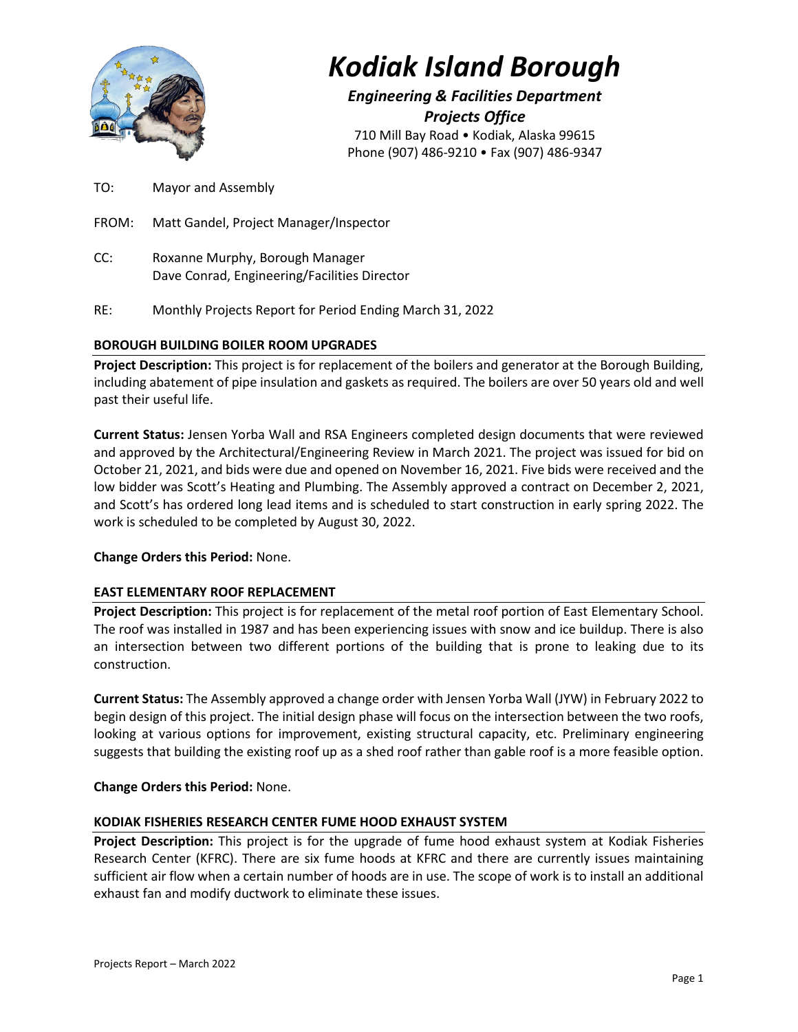# *Kodiak Island Borough*

***Engineering & Facilities Department***
***Projects Office***

710 Mill Bay Road • Kodiak, Alaska 99615
Phone (907) 486-9210 • Fax (907) 486-9347

TO: Mayor and Assembly

FROM: Matt Gandel, Project Manager/Inspector

CC: Roxanne Murphy, Borough Manager
Dave Conrad, Engineering/Facilities Director

RE: Monthly Projects Report for Period Ending March 31, 2022

## BOROUGH BUILDING BOILER ROOM UPGRADES

**Project Description:** This project is for replacement of the boilers and generator at the Borough Building, including abatement of pipe insulation and gaskets as required. The boilers are over 50 years old and well past their useful life.

**Current Status:** Jensen Yorba Wall and RSA Engineers completed design documents that were reviewed and approved by the Architectural/Engineering Review in March 2021. The project was issued for bid on October 21, 2021, and bids were due and opened on November 16, 2021. Five bids were received and the low bidder was Scott's Heating and Plumbing. The Assembly approved a contract on December 2, 2021, and Scott's has ordered long lead items and is scheduled to start construction in early spring 2022. The work is scheduled to be completed by August 30, 2022.

**Change Orders this Period:** None.

## EAST ELEMENTARY ROOF REPLACEMENT

**Project Description:** This project is for replacement of the metal roof portion of East Elementary School. The roof was installed in 1987 and has been experiencing issues with snow and ice buildup. There is also an intersection between two different portions of the building that is prone to leaking due to its construction.

**Current Status:** The Assembly approved a change order with Jensen Yorba Wall (JYW) in February 2022 to begin design of this project. The initial design phase will focus on the intersection between the two roofs, looking at various options for improvement, existing structural capacity, etc. Preliminary engineering suggests that building the existing roof up as a shed roof rather than gable roof is a more feasible option.

**Change Orders this Period:** None.

## KODIAK FISHERIES RESEARCH CENTER FUME HOOD EXHAUST SYSTEM

**Project Description:** This project is for the upgrade of fume hood exhaust system at Kodiak Fisheries Research Center (KFRC). There are six fume hoods at KFRC and there are currently issues maintaining sufficient air flow when a certain number of hoods are in use. The scope of work is to install an additional exhaust fan and modify ductwork to eliminate these issues.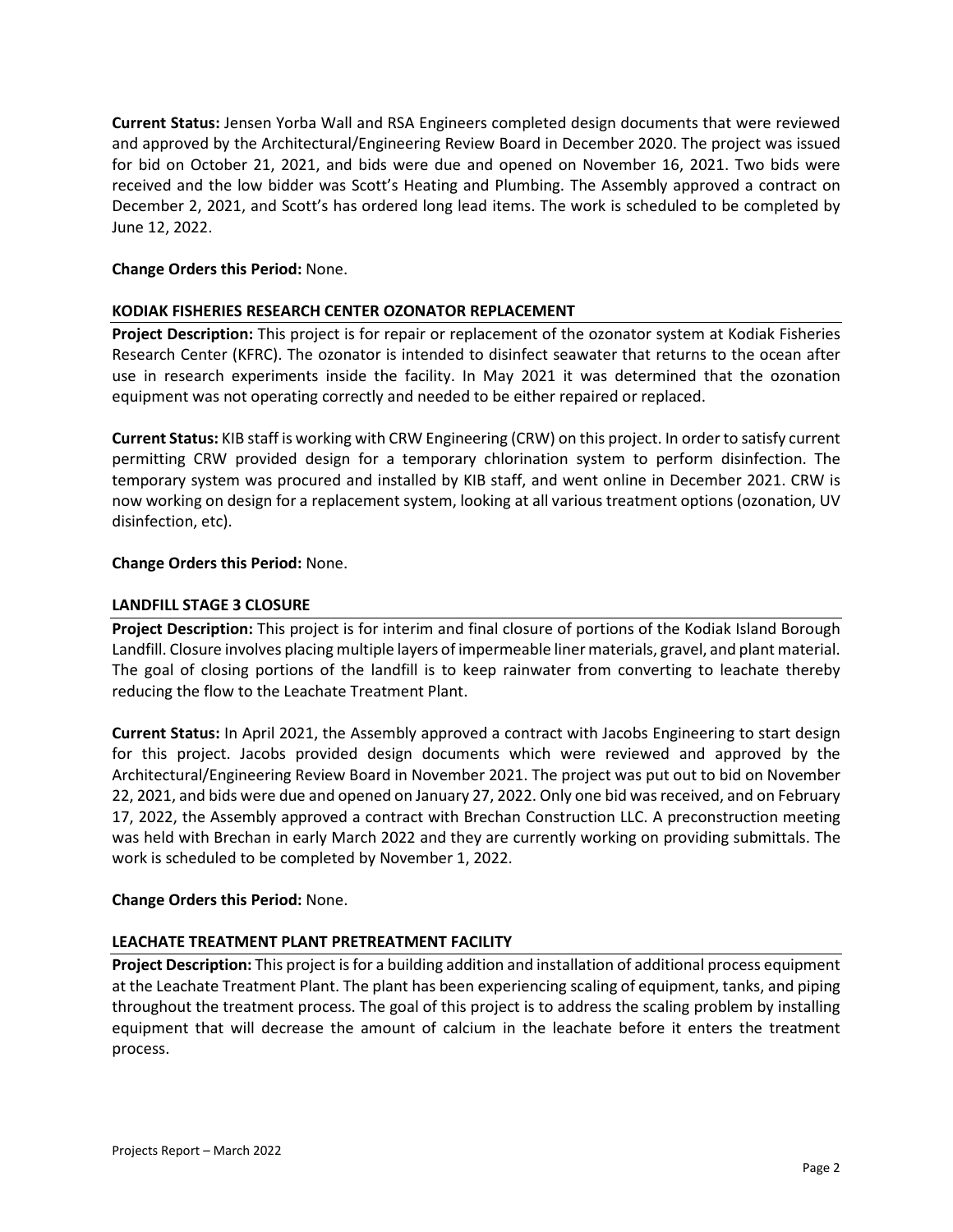**Current Status:** Jensen Yorba Wall and RSA Engineers completed design documents that were reviewed and approved by the Architectural/Engineering Review Board in December 2020. The project was issued for bid on October 21, 2021, and bids were due and opened on November 16, 2021. Two bids were received and the low bidder was Scott's Heating and Plumbing. The Assembly approved a contract on December 2, 2021, and Scott's has ordered long lead items. The work is scheduled to be completed by June 12, 2022.

**Change Orders this Period:** None.

## KODIAK FISHERIES RESEARCH CENTER OZONATOR REPLACEMENT

**Project Description:** This project is for repair or replacement of the ozonator system at Kodiak Fisheries Research Center (KFRC). The ozonator is intended to disinfect seawater that returns to the ocean after use in research experiments inside the facility. In May 2021 it was determined that the ozonation equipment was not operating correctly and needed to be either repaired or replaced.

**Current Status:** KIB staff is working with CRW Engineering (CRW) on this project. In order to satisfy current permitting CRW provided design for a temporary chlorination system to perform disinfection. The temporary system was procured and installed by KIB staff, and went online in December 2021. CRW is now working on design for a replacement system, looking at all various treatment options (ozonation, UV disinfection, etc).

**Change Orders this Period:** None.

## LANDFILL STAGE 3 CLOSURE

**Project Description:** This project is for interim and final closure of portions of the Kodiak Island Borough Landfill. Closure involves placing multiple layers of impermeable liner materials, gravel, and plant material. The goal of closing portions of the landfill is to keep rainwater from converting to leachate thereby reducing the flow to the Leachate Treatment Plant.

**Current Status:** In April 2021, the Assembly approved a contract with Jacobs Engineering to start design for this project. Jacobs provided design documents which were reviewed and approved by the Architectural/Engineering Review Board in November 2021. The project was put out to bid on November 22, 2021, and bids were due and opened on January 27, 2022. Only one bid was received, and on February 17, 2022, the Assembly approved a contract with Brechan Construction LLC. A preconstruction meeting was held with Brechan in early March 2022 and they are currently working on providing submittals. The work is scheduled to be completed by November 1, 2022.

**Change Orders this Period:** None.

## LEACHATE TREATMENT PLANT PRETREATMENT FACILITY

**Project Description:** This project is for a building addition and installation of additional process equipment at the Leachate Treatment Plant. The plant has been experiencing scaling of equipment, tanks, and piping throughout the treatment process. The goal of this project is to address the scaling problem by installing equipment that will decrease the amount of calcium in the leachate before it enters the treatment process.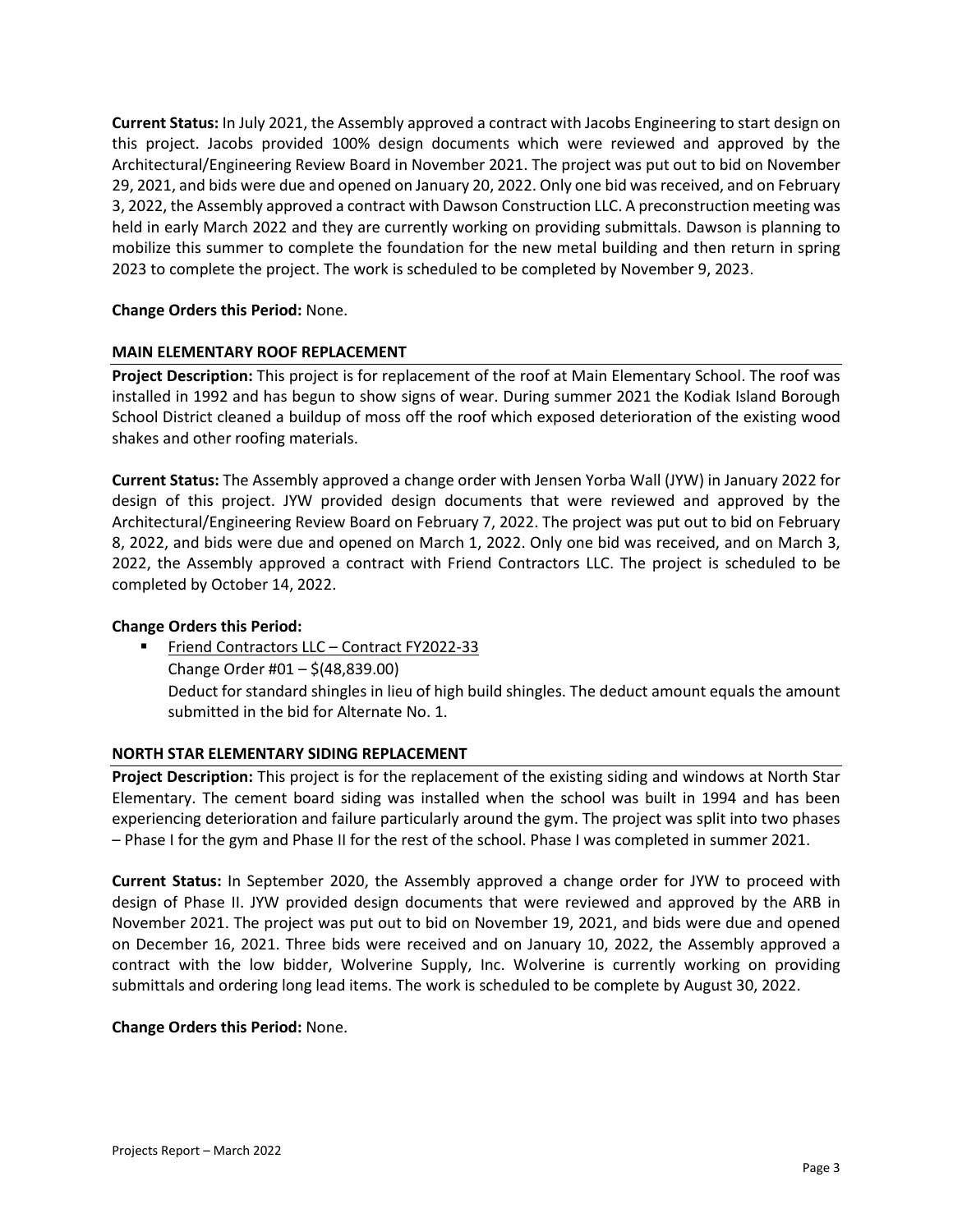**Current Status:** In July 2021, the Assembly approved a contract with Jacobs Engineering to start design on this project. Jacobs provided 100% design documents which were reviewed and approved by the Architectural/Engineering Review Board in November 2021. The project was put out to bid on November 29, 2021, and bids were due and opened on January 20, 2022. Only one bid was received, and on February 3, 2022, the Assembly approved a contract with Dawson Construction LLC. A preconstruction meeting was held in early March 2022 and they are currently working on providing submittals. Dawson is planning to mobilize this summer to complete the foundation for the new metal building and then return in spring 2023 to complete the project. The work is scheduled to be completed by November 9, 2023.

**Change Orders this Period:** None.

### MAIN ELEMENTARY ROOF REPLACEMENT

**Project Description:** This project is for replacement of the roof at Main Elementary School. The roof was installed in 1992 and has begun to show signs of wear. During summer 2021 the Kodiak Island Borough School District cleaned a buildup of moss off the roof which exposed deterioration of the existing wood shakes and other roofing materials.

**Current Status:** The Assembly approved a change order with Jensen Yorba Wall (JYW) in January 2022 for design of this project. JYW provided design documents that were reviewed and approved by the Architectural/Engineering Review Board on February 7, 2022. The project was put out to bid on February 8, 2022, and bids were due and opened on March 1, 2022. Only one bid was received, and on March 3, 2022, the Assembly approved a contract with Friend Contractors LLC. The project is scheduled to be completed by October 14, 2022.

**Change Orders this Period:**

- Friend Contractors LLC – Contract FY2022-33
  Change Order #01 – $(48,839.00)
  Deduct for standard shingles in lieu of high build shingles. The deduct amount equals the amount submitted in the bid for Alternate No. 1.

### NORTH STAR ELEMENTARY SIDING REPLACEMENT

**Project Description:** This project is for the replacement of the existing siding and windows at North Star Elementary. The cement board siding was installed when the school was built in 1994 and has been experiencing deterioration and failure particularly around the gym. The project was split into two phases – Phase I for the gym and Phase II for the rest of the school. Phase I was completed in summer 2021.

**Current Status:** In September 2020, the Assembly approved a change order for JYW to proceed with design of Phase II. JYW provided design documents that were reviewed and approved by the ARB in November 2021. The project was put out to bid on November 19, 2021, and bids were due and opened on December 16, 2021. Three bids were received and on January 10, 2022, the Assembly approved a contract with the low bidder, Wolverine Supply, Inc. Wolverine is currently working on providing submittals and ordering long lead items. The work is scheduled to be complete by August 30, 2022.

**Change Orders this Period:** None.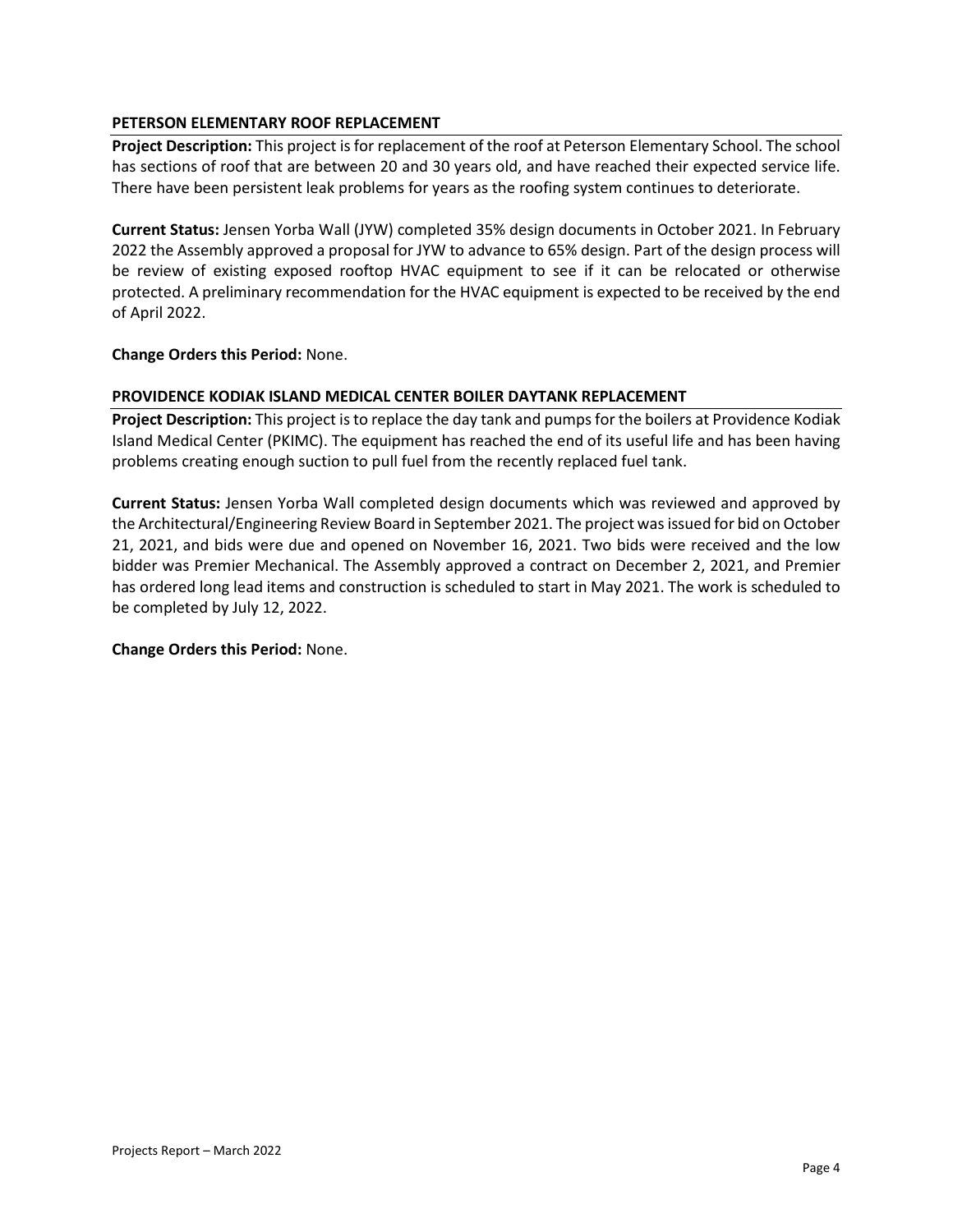## PETERSON ELEMENTARY ROOF REPLACEMENT

**Project Description:** This project is for replacement of the roof at Peterson Elementary School. The school has sections of roof that are between 20 and 30 years old, and have reached their expected service life. There have been persistent leak problems for years as the roofing system continues to deteriorate.

**Current Status:** Jensen Yorba Wall (JYW) completed 35% design documents in October 2021. In February 2022 the Assembly approved a proposal for JYW to advance to 65% design. Part of the design process will be review of existing exposed rooftop HVAC equipment to see if it can be relocated or otherwise protected. A preliminary recommendation for the HVAC equipment is expected to be received by the end of April 2022.

**Change Orders this Period:** None.

## PROVIDENCE KODIAK ISLAND MEDICAL CENTER BOILER DAYTANK REPLACEMENT

**Project Description:** This project is to replace the day tank and pumps for the boilers at Providence Kodiak Island Medical Center (PKIMC). The equipment has reached the end of its useful life and has been having problems creating enough suction to pull fuel from the recently replaced fuel tank.

**Current Status:** Jensen Yorba Wall completed design documents which was reviewed and approved by the Architectural/Engineering Review Board in September 2021. The project was issued for bid on October 21, 2021, and bids were due and opened on November 16, 2021. Two bids were received and the low bidder was Premier Mechanical. The Assembly approved a contract on December 2, 2021, and Premier has ordered long lead items and construction is scheduled to start in May 2021. The work is scheduled to be completed by July 12, 2022.

**Change Orders this Period:** None.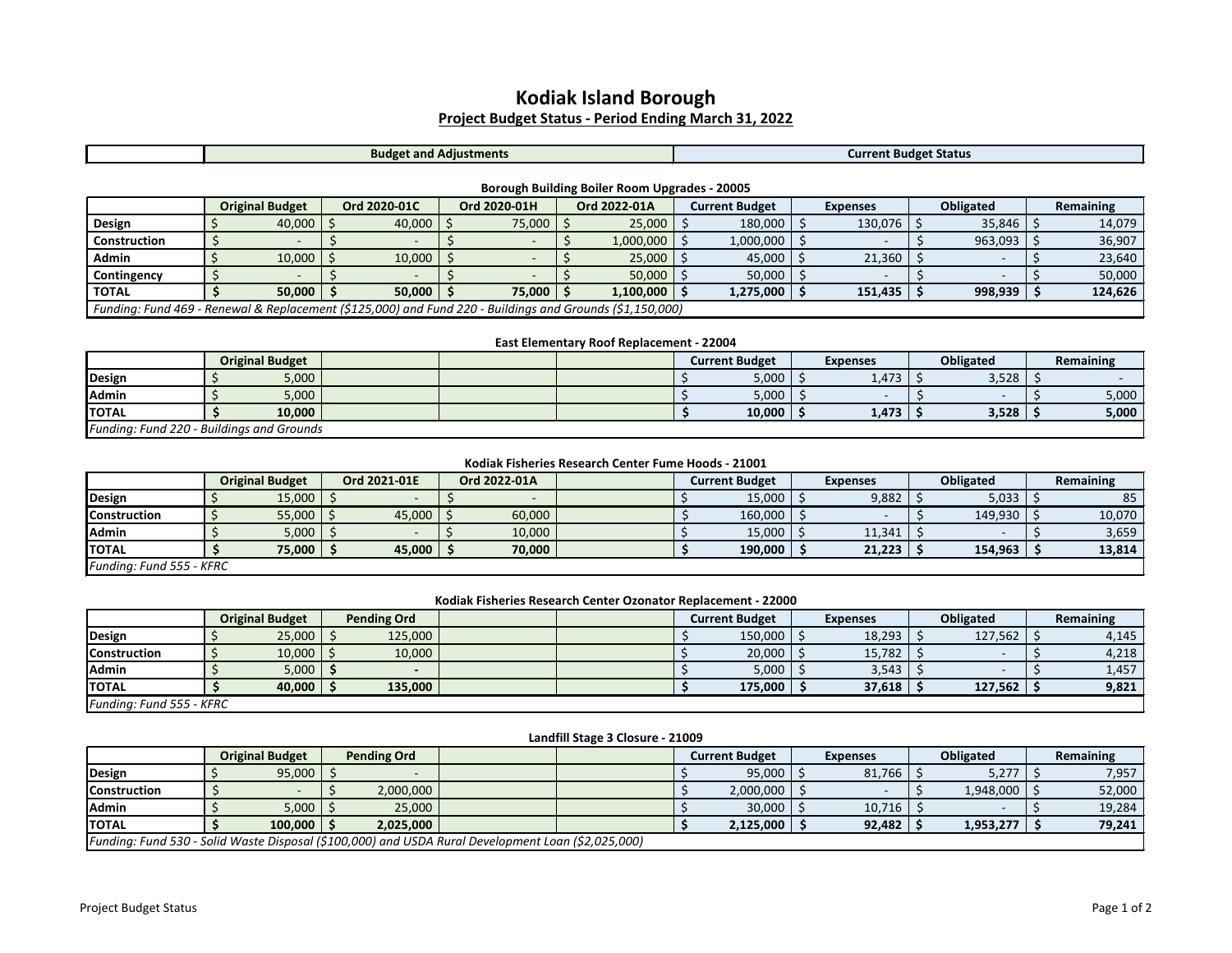# Kodiak Island Borough

## Project Budget Status - Period Ending March 31, 2022

| | Budget and Adjustments | Current Budget Status |
|---|---|---|

### Borough Building Boiler Room Upgrades - 20005

| | Original Budget | Ord 2020-01C | Ord 2020-01H | Ord 2022-01A | Current Budget | Expenses | Obligated | Remaining |
|---|---|---|---|---|---|---|---|---|
| Design | $ 40,000 | $ 40,000 | $ 75,000 | $ 25,000 | $ 180,000 | $ 130,076 | $ 35,846 | $ 14,079 |
| Construction | $ - | $ - | $ - | $ 1,000,000 | $ 1,000,000 | $ - | $ 963,093 | $ 36,907 |
| Admin | $ 10,000 | $ 10,000 | $ - | $ 25,000 | $ 45,000 | $ 21,360 | $ - | $ 23,640 |
| Contingency | $ - | $ - | $ - | $ 50,000 | $ 50,000 | $ - | $ - | $ 50,000 |
| **TOTAL** | **$ 50,000** | **$ 50,000** | **$ 75,000** | **$ 1,100,000** | **$ 1,275,000** | **$ 151,435** | **$ 998,939** | **$ 124,626** |

*Funding: Fund 469 - Renewal & Replacement ($125,000) and Fund 220 - Buildings and Grounds ($1,150,000)*

### East Elementary Roof Replacement - 22004

| | Original Budget | | | | Current Budget | Expenses | Obligated | Remaining |
|---|---|---|---|---|---|---|---|---|
| Design | $ 5,000 | | | | $ 5,000 | $ 1,473 | $ 3,528 | $ - |
| Admin | $ 5,000 | | | | $ 5,000 | $ - | $ - | $ 5,000 |
| **TOTAL** | **$ 10,000** | | | | **$ 10,000** | **$ 1,473** | **$ 3,528** | **$ 5,000** |

*Funding: Fund 220 - Buildings and Grounds*

### Kodiak Fisheries Research Center Fume Hoods - 21001

| | Original Budget | Ord 2021-01E | Ord 2022-01A | | Current Budget | Expenses | Obligated | Remaining |
|---|---|---|---|---|---|---|---|---|
| Design | $ 15,000 | $ - | $ - | | $ 15,000 | $ 9,882 | $ 5,033 | $ 85 |
| Construction | $ 55,000 | $ 45,000 | $ 60,000 | | $ 160,000 | $ - | $ 149,930 | $ 10,070 |
| Admin | $ 5,000 | $ - | $ 10,000 | | $ 15,000 | $ 11,341 | $ - | $ 3,659 |
| **TOTAL** | **$ 75,000** | **$ 45,000** | **$ 70,000** | | **$ 190,000** | **$ 21,223** | **$ 154,963** | **$ 13,814** |

*Funding: Fund 555 - KFRC*

### Kodiak Fisheries Research Center Ozonator Replacement - 22000

| | Original Budget | Pending Ord | | | Current Budget | Expenses | Obligated | Remaining |
|---|---|---|---|---|---|---|---|---|
| Design | $ 25,000 | $ 125,000 | | | $ 150,000 | $ 18,293 | $ 127,562 | $ 4,145 |
| Construction | $ 10,000 | $ 10,000 | | | $ 20,000 | $ 15,782 | $ - | $ 4,218 |
| Admin | $ 5,000 | $ - | | | $ 5,000 | $ 3,543 | $ - | $ 1,457 |
| **TOTAL** | **$ 40,000** | **$ 135,000** | | | **$ 175,000** | **$ 37,618** | **$ 127,562** | **$ 9,821** |

*Funding: Fund 555 - KFRC*

### Landfill Stage 3 Closure - 21009

| | Original Budget | Pending Ord | | | Current Budget | Expenses | Obligated | Remaining |
|---|---|---|---|---|---|---|---|---|
| Design | $ 95,000 | $ - | | | $ 95,000 | $ 81,766 | $ 5,277 | $ 7,957 |
| Construction | $ - | $ 2,000,000 | | | $ 2,000,000 | $ - | $ 1,948,000 | $ 52,000 |
| Admin | $ 5,000 | $ 25,000 | | | $ 30,000 | $ 10,716 | $ - | $ 19,284 |
| **TOTAL** | **$ 100,000** | **$ 2,025,000** | | | **$ 2,125,000** | **$ 92,482** | **$ 1,953,277** | **$ 79,241** |

*Funding: Fund 530 - Solid Waste Disposal ($100,000) and USDA Rural Development Loan ($2,025,000)*

Project Budget Status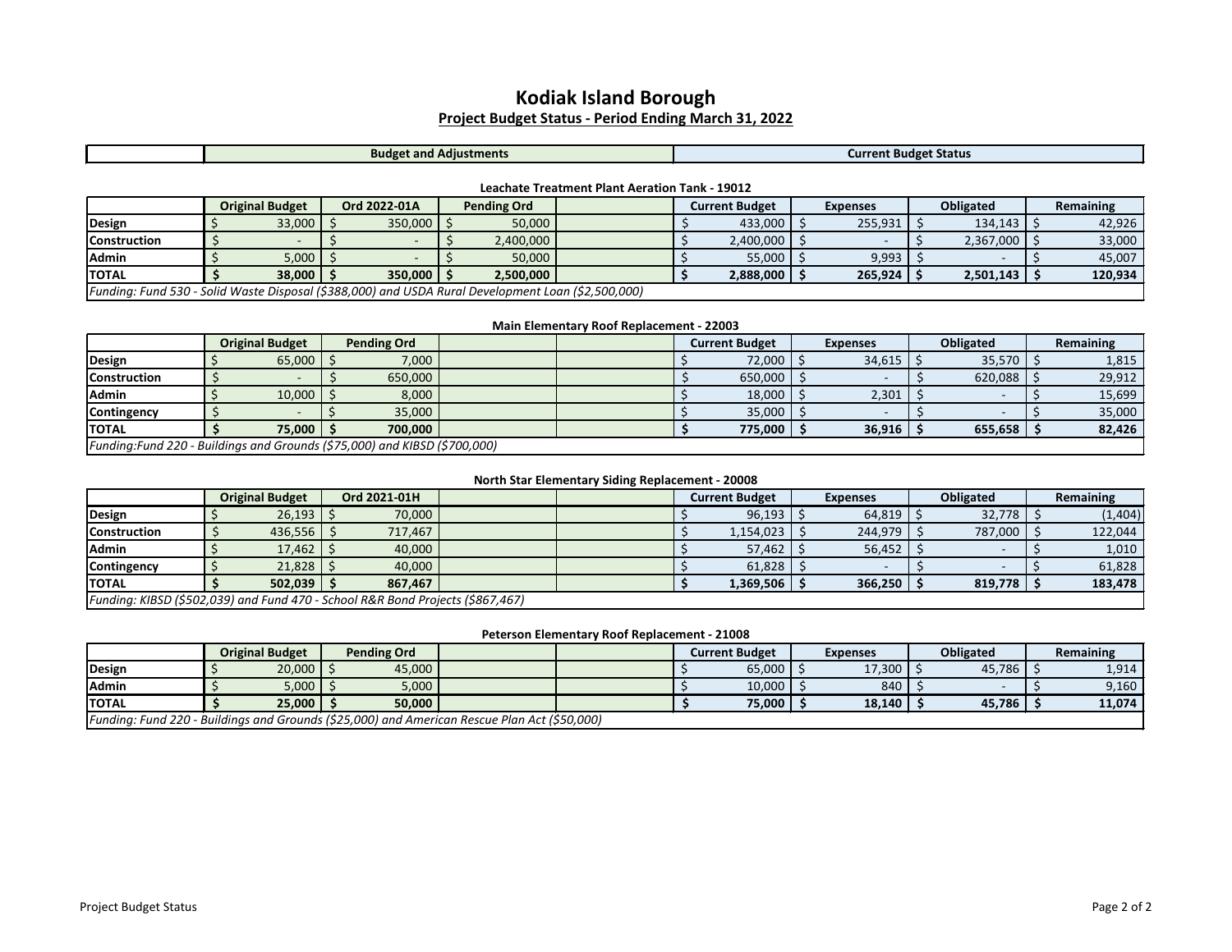# Kodiak Island Borough

## Project Budget Status - Period Ending March 31, 2022

| | Budget and Adjustments | | | | Current Budget Status | | | |
|---|---|---|---|---|---|---|---|---|

### Leachate Treatment Plant Aeration Tank - 19012

| | Original Budget | Ord 2022-01A | Pending Ord | | Current Budget | Expenses | Obligated | Remaining |
|---|---|---|---|---|---|---|---|---|
| **Design** | $ 33,000 | $ 350,000 | $ 50,000 | | $ 433,000 | $ 255,931 | $ 134,143 | $ 42,926 |
| **Construction** | $ - | $ - | $ 2,400,000 | | $ 2,400,000 | $ - | $ 2,367,000 | $ 33,000 |
| **Admin** | $ 5,000 | $ - | $ 50,000 | | $ 55,000 | $ 9,993 | $ - | $ 45,007 |
| **TOTAL** | **$ 38,000** | **$ 350,000** | **$ 2,500,000** | | **$ 2,888,000** | **$ 265,924** | **$ 2,501,143** | **$ 120,934** |

*Funding: Fund 530 - Solid Waste Disposal ($388,000) and USDA Rural Development Loan ($2,500,000)*

### Main Elementary Roof Replacement - 22003

| | Original Budget | Pending Ord | | | Current Budget | Expenses | Obligated | Remaining |
|---|---|---|---|---|---|---|---|---|
| **Design** | $ 65,000 | $ 7,000 | | | $ 72,000 | $ 34,615 | $ 35,570 | $ 1,815 |
| **Construction** | $ - | $ 650,000 | | | $ 650,000 | $ - | $ 620,088 | $ 29,912 |
| **Admin** | $ 10,000 | $ 8,000 | | | $ 18,000 | $ 2,301 | $ - | $ 15,699 |
| **Contingency** | $ - | $ 35,000 | | | $ 35,000 | $ - | $ - | $ 35,000 |
| **TOTAL** | **$ 75,000** | **$ 700,000** | | | **$ 775,000** | **$ 36,916** | **$ 655,658** | **$ 82,426** |

*Funding:Fund 220 - Buildings and Grounds ($75,000) and KIBSD ($700,000)*

### North Star Elementary Siding Replacement - 20008

| | Original Budget | Ord 2021-01H | | | Current Budget | Expenses | Obligated | Remaining |
|---|---|---|---|---|---|---|---|---|
| **Design** | $ 26,193 | $ 70,000 | | | $ 96,193 | $ 64,819 | $ 32,778 | $ (1,404) |
| **Construction** | $ 436,556 | $ 717,467 | | | $ 1,154,023 | $ 244,979 | $ 787,000 | $ 122,044 |
| **Admin** | $ 17,462 | $ 40,000 | | | $ 57,462 | $ 56,452 | $ - | $ 1,010 |
| **Contingency** | $ 21,828 | $ 40,000 | | | $ 61,828 | $ - | $ - | $ 61,828 |
| **TOTAL** | **$ 502,039** | **$ 867,467** | | | **$ 1,369,506** | **$ 366,250** | **$ 819,778** | **$ 183,478** |

*Funding: KIBSD ($502,039) and Fund 470 - School R&R Bond Projects ($867,467)*

### Peterson Elementary Roof Replacement - 21008

| | Original Budget | Pending Ord | | | Current Budget | Expenses | Obligated | Remaining |
|---|---|---|---|---|---|---|---|---|
| **Design** | $ 20,000 | $ 45,000 | | | $ 65,000 | $ 17,300 | $ 45,786 | $ 1,914 |
| **Admin** | $ 5,000 | $ 5,000 | | | $ 10,000 | $ 840 | $ - | $ 9,160 |
| **TOTAL** | **$ 25,000** | **$ 50,000** | | | **$ 75,000** | **$ 18,140** | **$ 45,786** | **$ 11,074** |

*Funding: Fund 220 - Buildings and Grounds ($25,000) and American Rescue Plan Act ($50,000)*